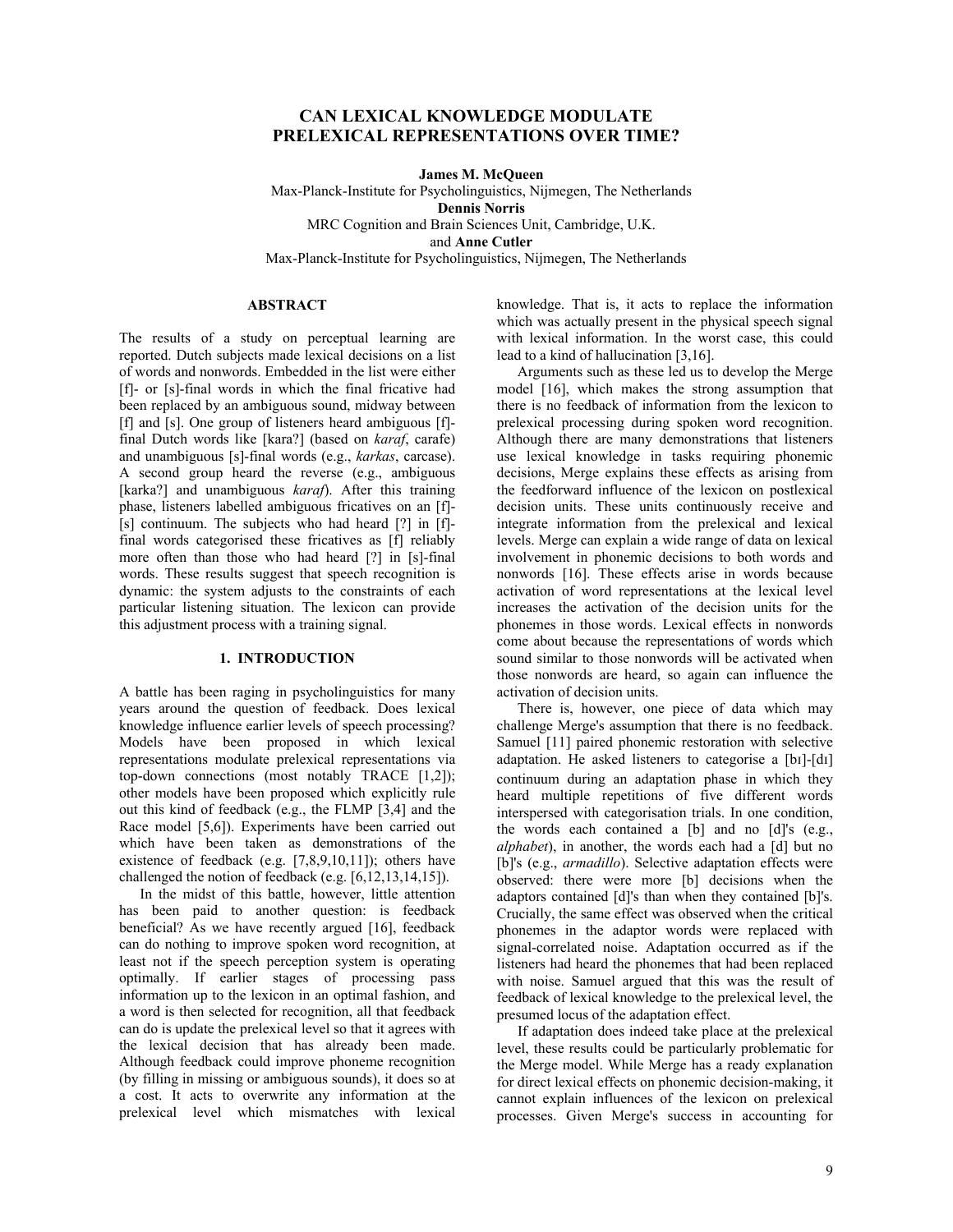# CAN LEXICAL KNOWLEDGE MODULATE PRELEXICAL REPRESENTATIONS OVER TIME?

**James M. McQueen**
Max-Planck-Institute for Psycholinguistics, Nijmegen, The Netherlands
**Dennis Norris**
MRC Cognition and Brain Sciences Unit, Cambridge, U.K.
and **Anne Cutler**
Max-Planck-Institute for Psycholinguistics, Nijmegen, The Netherlands

## ABSTRACT

The results of a study on perceptual learning are reported. Dutch subjects made lexical decisions on a list of words and nonwords. Embedded in the list were either [f]- or [s]-final words in which the final fricative had been replaced by an ambiguous sound, midway between [f] and [s]. One group of listeners heard ambiguous [f]-final Dutch words like [kara?] (based on *karaf*, carafe) and unambiguous [s]-final words (e.g., *karkas*, carcase). A second group heard the reverse (e.g., ambiguous [karka?] and unambiguous *karaf*). After this training phase, listeners labelled ambiguous fricatives on an [f]-[s] continuum. The subjects who had heard [?] in [f]-final words categorised these fricatives as [f] reliably more often than those who had heard [?] in [s]-final words. These results suggest that speech recognition is dynamic: the system adjusts to the constraints of each particular listening situation. The lexicon can provide this adjustment process with a training signal.

## 1. INTRODUCTION

A battle has been raging in psycholinguistics for many years around the question of feedback. Does lexical knowledge influence earlier levels of speech processing? Models have been proposed in which lexical representations modulate prelexical representations via top-down connections (most notably TRACE [1,2]); other models have been proposed which explicitly rule out this kind of feedback (e.g., the FLMP [3,4] and the Race model [5,6]). Experiments have been carried out which have been taken as demonstrations of the existence of feedback (e.g. [7,8,9,10,11]); others have challenged the notion of feedback (e.g. [6,12,13,14,15]).

In the midst of this battle, however, little attention has been paid to another question: is feedback beneficial? As we have recently argued [16], feedback can do nothing to improve spoken word recognition, at least not if the speech perception system is operating optimally. If earlier stages of processing pass information up to the lexicon in an optimal fashion, and a word is then selected for recognition, all that feedback can do is update the prelexical level so that it agrees with the lexical decision that has already been made. Although feedback could improve phoneme recognition (by filling in missing or ambiguous sounds), it does so at a cost. It acts to overwrite any information at the prelexical level which mismatches with lexical knowledge. That is, it acts to replace the information which was actually present in the physical speech signal with lexical information. In the worst case, this could lead to a kind of hallucination [3,16].

Arguments such as these led us to develop the Merge model [16], which makes the strong assumption that there is no feedback of information from the lexicon to prelexical processing during spoken word recognition. Although there are many demonstrations that listeners use lexical knowledge in tasks requiring phonemic decisions, Merge explains these effects as arising from the feedforward influence of the lexicon on postlexical decision units. These units continuously receive and integrate information from the prelexical and lexical levels. Merge can explain a wide range of data on lexical involvement in phonemic decisions to both words and nonwords [16]. These effects arise in words because activation of word representations at the lexical level increases the activation of the decision units for the phonemes in those words. Lexical effects in nonwords come about because the representations of words which sound similar to those nonwords will be activated when those nonwords are heard, so again can influence the activation of decision units.

There is, however, one piece of data which may challenge Merge's assumption that there is no feedback. Samuel [11] paired phonemic restoration with selective adaptation. He asked listeners to categorise a [bɪ]-[dɪ] continuum during an adaptation phase in which they heard multiple repetitions of five different words interspersed with categorisation trials. In one condition, the words each contained a [b] and no [d]'s (e.g., *alphabet*), in another, the words each had a [d] but no [b]'s (e.g., *armadillo*). Selective adaptation effects were observed: there were more [b] decisions when the adaptors contained [d]'s than when they contained [b]'s. Crucially, the same effect was observed when the critical phonemes in the adaptor words were replaced with signal-correlated noise. Adaptation occurred as if the listeners had heard the phonemes that had been replaced with noise. Samuel argued that this was the result of feedback of lexical knowledge to the prelexical level, the presumed locus of the adaptation effect.

If adaptation does indeed take place at the prelexical level, these results could be particularly problematic for the Merge model. While Merge has a ready explanation for direct lexical effects on phonemic decision-making, it cannot explain influences of the lexicon on prelexical processes. Given Merge's success in accounting for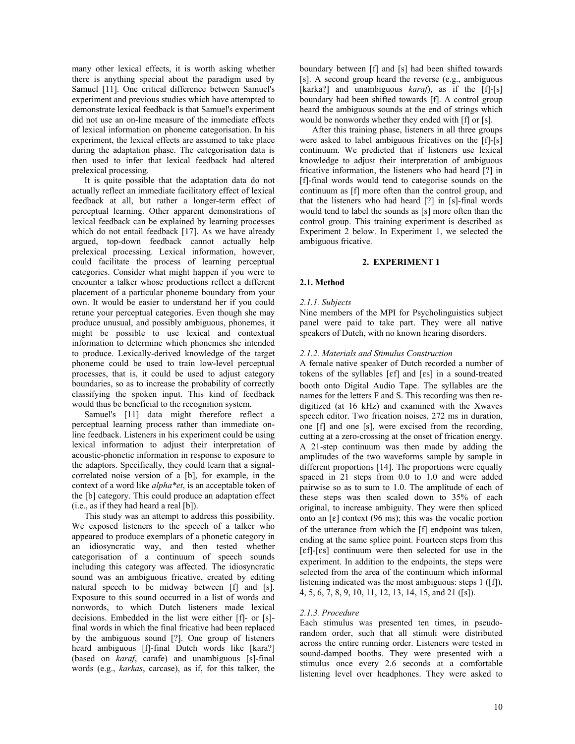many other lexical effects, it is worth asking whether there is anything special about the paradigm used by Samuel [11]. One critical difference between Samuel's experiment and previous studies which have attempted to demonstrate lexical feedback is that Samuel's experiment did not use an on-line measure of the immediate effects of lexical information on phoneme categorisation. In his experiment, the lexical effects are assumed to take place during the adaptation phase. The categorisation data is then used to infer that lexical feedback had altered prelexical processing.

It is quite possible that the adaptation data do not actually reflect an immediate facilitatory effect of lexical feedback at all, but rather a longer-term effect of perceptual learning. Other apparent demonstrations of lexical feedback can be explained by learning processes which do not entail feedback [17]. As we have already argued, top-down feedback cannot actually help prelexical processing. Lexical information, however, could facilitate the process of learning perceptual categories. Consider what might happen if you were to encounter a talker whose productions reflect a different placement of a particular phoneme boundary from your own. It would be easier to understand her if you could retune your perceptual categories. Even though she may produce unusual, and possibly ambiguous, phonemes, it might be possible to use lexical and contextual information to determine which phonemes she intended to produce. Lexically-derived knowledge of the target phoneme could be used to train low-level perceptual processes, that is, it could be used to adjust category boundaries, so as to increase the probability of correctly classifying the spoken input. This kind of feedback would thus be beneficial to the recognition system.

Samuel's [11] data might therefore reflect a perceptual learning process rather than immediate on-line feedback. Listeners in his experiment could be using lexical information to adjust their interpretation of acoustic-phonetic information in response to exposure to the adaptors. Specifically, they could learn that a signal-correlated noise version of a [b], for example, in the context of a word like *alpha*et*, is an acceptable token of the [b] category. This could produce an adaptation effect (i.e., as if they had heard a real [b]).

This study was an attempt to address this possibility. We exposed listeners to the speech of a talker who appeared to produce exemplars of a phonetic category in an idiosyncratic way, and then tested whether categorisation of a continuum of speech sounds including this category was affected. The idiosyncratic sound was an ambiguous fricative, created by editing natural speech to be midway between [f] and [s]. Exposure to this sound occurred in a list of words and nonwords, to which Dutch listeners made lexical decisions. Embedded in the list were either [f]- or [s]-final words in which the final fricative had been replaced by the ambiguous sound [?]. One group of listeners heard ambiguous [f]-final Dutch words like [kara?] (based on *karaf*, carafe) and unambiguous [s]-final words (e.g., *karkas*, carcase), as if, for this talker, the boundary between [f] and [s] had been shifted towards [s]. A second group heard the reverse (e.g., ambiguous [karka?] and unambiguous *karaf*), as if the [f]-[s] boundary had been shifted towards [f]. A control group heard the ambiguous sounds at the end of strings which would be nonwords whether they ended with [f] or [s].

After this training phase, listeners in all three groups were asked to label ambiguous fricatives on the [f]-[s] continuum. We predicted that if listeners use lexical knowledge to adjust their interpretation of ambiguous fricative information, the listeners who had heard [?] in [f]-final words would tend to categorise sounds on the continuum as [f] more often than the control group, and that the listeners who had heard [?] in [s]-final words would tend to label the sounds as [s] more often than the control group. This training experiment is described as Experiment 2 below. In Experiment 1, we selected the ambiguous fricative.

## 2. EXPERIMENT 1

### 2.1. Method

#### *2.1.1. Subjects*

Nine members of the MPI for Psycholinguistics subject panel were paid to take part. They were all native speakers of Dutch, with no known hearing disorders.

#### *2.1.2. Materials and Stimulus Construction*

A female native speaker of Dutch recorded a number of tokens of the syllables [ɛf] and [ɛs] in a sound-treated booth onto Digital Audio Tape. The syllables are the names for the letters F and S. This recording was then re-digitized (at 16 kHz) and examined with the Xwaves speech editor. Two frication noises, 272 ms in duration, one [f] and one [s], were excised from the recording, cutting at a zero-crossing at the onset of frication energy. A 21-step continuum was then made by adding the amplitudes of the two waveforms sample by sample in different proportions [14]. The proportions were equally spaced in 21 steps from 0.0 to 1.0 and were added pairwise so as to sum to 1.0. The amplitude of each of these steps was then scaled down to 35% of each original, to increase ambiguity. They were then spliced onto an [ɛ] context (96 ms); this was the vocalic portion of the utterance from which the [f] endpoint was taken, ending at the same splice point. Fourteen steps from this [ɛf]-[ɛs] continuum were then selected for use in the experiment. In addition to the endpoints, the steps were selected from the area of the continuum which informal listening indicated was the most ambiguous: steps 1 ([f]), 4, 5, 6, 7, 8, 9, 10, 11, 12, 13, 14, 15, and 21 ([s]).

#### *2.1.3. Procedure*

Each stimulus was presented ten times, in pseudo-random order, such that all stimuli were distributed across the entire running order. Listeners were tested in sound-damped booths. They were presented with a stimulus once every 2.6 seconds at a comfortable listening level over headphones. They were asked to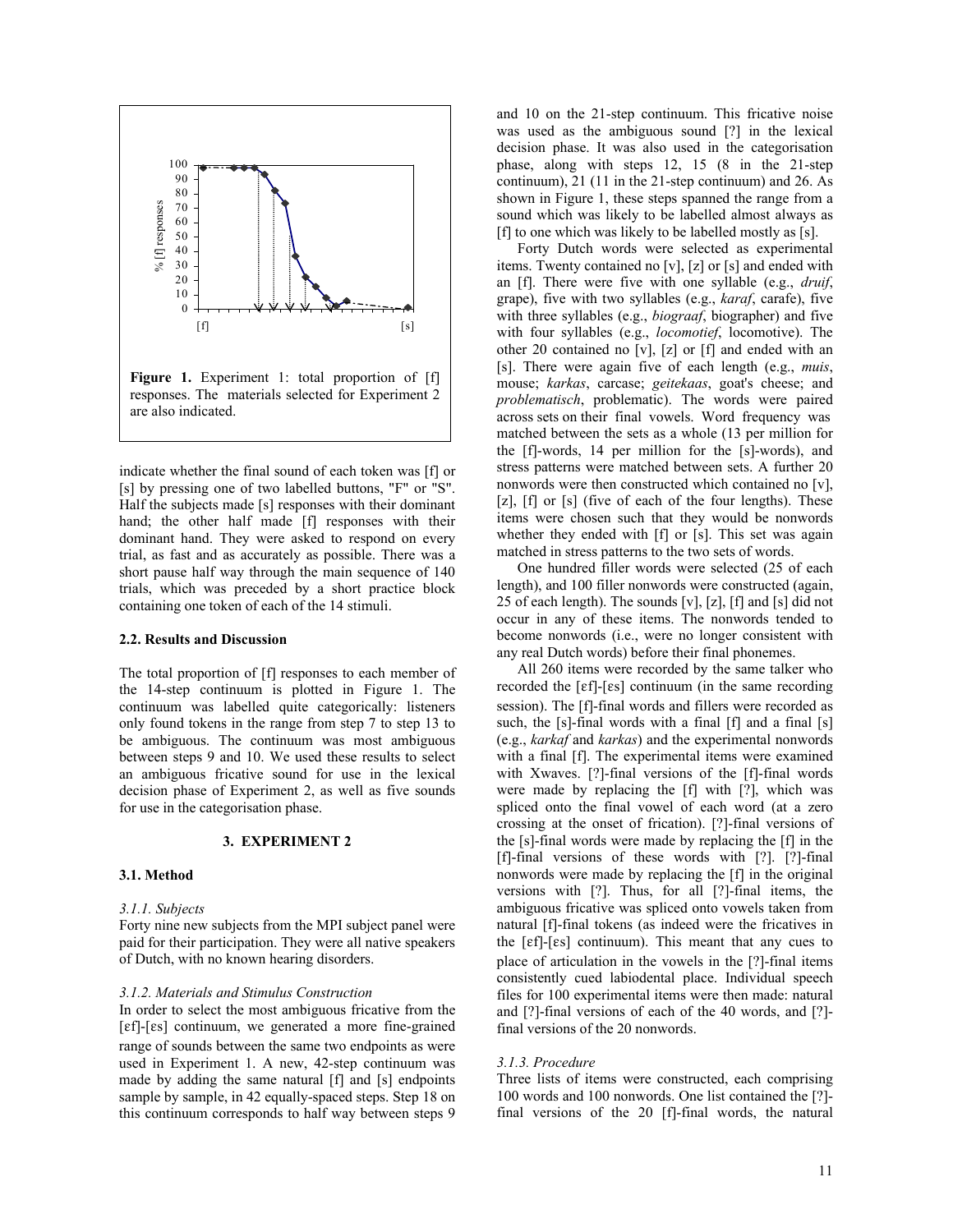100
90
80
70
60
50
40
30
20
10
0

% [f] responses

[f]

[s]

**Figure 1.** Experiment 1: total proportion of [f] responses. The materials selected for Experiment 2 are also indicated.

indicate whether the final sound of each token was [f] or [s] by pressing one of two labelled buttons, "F" or "S". Half the subjects made [s] responses with their dominant hand; the other half made [f] responses with their dominant hand. They were asked to respond on every trial, as fast and as accurately as possible. There was a short pause half way through the main sequence of 140 trials, which was preceded by a short practice block containing one token of each of the 14 stimuli.

### 2.2. Results and Discussion

The total proportion of [f] responses to each member of the 14-step continuum is plotted in Figure 1. The continuum was labelled quite categorically: listeners only found tokens in the range from step 7 to step 13 to be ambiguous. The continuum was most ambiguous between steps 9 and 10. We used these results to select an ambiguous fricative sound for use in the lexical decision phase of Experiment 2, as well as five sounds for use in the categorisation phase.

## 3. EXPERIMENT 2

### 3.1. Method

#### *3.1.1. Subjects*

Forty nine new subjects from the MPI subject panel were paid for their participation. They were all native speakers of Dutch, with no known hearing disorders.

#### *3.1.2. Materials and Stimulus Construction*

In order to select the most ambiguous fricative from the [ɛf]-[ɛs] continuum, we generated a more fine-grained range of sounds between the same two endpoints as were used in Experiment 1. A new, 42-step continuum was made by adding the same natural [f] and [s] endpoints sample by sample, in 42 equally-spaced steps. Step 18 on this continuum corresponds to half way between steps 9 and 10 on the 21-step continuum. This fricative noise was used as the ambiguous sound [?] in the lexical decision phase. It was also used in the categorisation phase, along with steps 12, 15 (8 in the 21-step continuum), 21 (11 in the 21-step continuum) and 26. As shown in Figure 1, these steps spanned the range from a sound which was likely to be labelled almost always as [f] to one which was likely to be labelled mostly as [s].

Forty Dutch words were selected as experimental items. Twenty contained no [v], [z] or [s] and ended with an [f]. There were five with one syllable (e.g., *druif*, grape), five with two syllables (e.g., *karaf*, carafe), five with three syllables (e.g., *biograaf*, biographer) and five with four syllables (e.g., *locomotief*, locomotive). The other 20 contained no [v], [z] or [f] and ended with an [s]. There were again five of each length (e.g., *muis*, mouse; *karkas*, carcase; *geitekaas*, goat's cheese; and *problematisch*, problematic). The words were paired across sets on their final vowels. Word frequency was matched between the sets as a whole (13 per million for the [f]-words, 14 per million for the [s]-words), and stress patterns were matched between sets. A further 20 nonwords were then constructed which contained no [v], [z], [f] or [s] (five of each of the four lengths). These items were chosen such that they would be nonwords whether they ended with [f] or [s]. This set was again matched in stress patterns to the two sets of words.

One hundred filler words were selected (25 of each length), and 100 filler nonwords were constructed (again, 25 of each length). The sounds [v], [z], [f] and [s] did not occur in any of these items. The nonwords tended to become nonwords (i.e., were no longer consistent with any real Dutch words) before their final phonemes.

All 260 items were recorded by the same talker who recorded the [ɛf]-[ɛs] continuum (in the same recording session). The [f]-final words and fillers were recorded as such, the [s]-final words with a final [f] and a final [s] (e.g., *karkaf* and *karkas*) and the experimental nonwords with a final [f]. The experimental items were examined with Xwaves. [?]-final versions of the [f]-final words were made by replacing the [f] with [?], which was spliced onto the final vowel of each word (at a zero crossing at the onset of frication). [?]-final versions of the [s]-final words were made by replacing the [f] in the [f]-final versions of these words with [?]. [?]-final nonwords were made by replacing the [f] in the original versions with [?]. Thus, for all [?]-final items, the ambiguous fricative was spliced onto vowels taken from natural [f]-final tokens (as indeed were the fricatives in the [ɛf]-[ɛs] continuum). This meant that any cues to place of articulation in the vowels in the [?]-final items consistently cued labiodental place. Individual speech files for 100 experimental items were then made: natural and [?]-final versions of each of the 40 words, and [?]-final versions of the 20 nonwords.

#### *3.1.3. Procedure*

Three lists of items were constructed, each comprising 100 words and 100 nonwords. One list contained the [?]-final versions of the 20 [f]-final words, the natural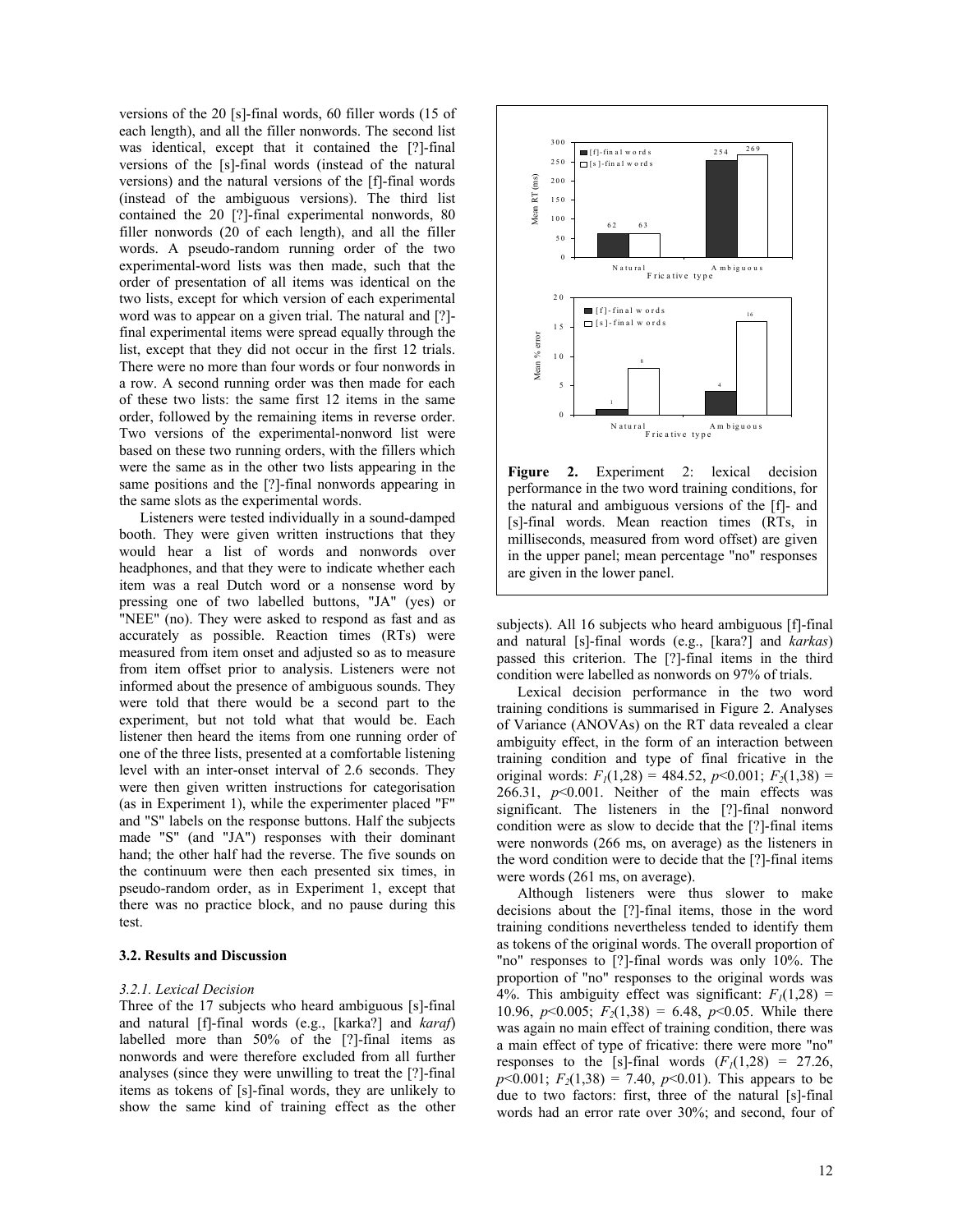versions of the 20 [s]-final words, 60 filler words (15 of each length), and all the filler nonwords. The second list was identical, except that it contained the [?]-final versions of the [s]-final words (instead of the natural versions) and the natural versions of the [f]-final words (instead of the ambiguous versions). The third list contained the 20 [?]-final experimental nonwords, 80 filler nonwords (20 of each length), and all the filler words. A pseudo-random running order of the two experimental-word lists was then made, such that the order of presentation of all items was identical on the two lists, except for which version of each experimental word was to appear on a given trial. The natural and [?]-final experimental items were spread equally through the list, except that they did not occur in the first 12 trials. There were no more than four words or four nonwords in a row. A second running order was then made for each of these two lists: the same first 12 items in the same order, followed by the remaining items in reverse order. Two versions of the experimental-nonword list were based on these two running orders, with the fillers which were the same as in the other two lists appearing in the same positions and the [?]-final nonwords appearing in the same slots as the experimental words.

Listeners were tested individually in a sound-damped booth. They were given written instructions that they would hear a list of words and nonwords over headphones, and that they were to indicate whether each item was a real Dutch word or a nonsense word by pressing one of two labelled buttons, "JA" (yes) or "NEE" (no). They were asked to respond as fast and as accurately as possible. Reaction times (RTs) were measured from item onset and adjusted so as to measure from item offset prior to analysis. Listeners were not informed about the presence of ambiguous sounds. They were told that there would be a second part to the experiment, but not told what that would be. Each listener then heard the items from one running order of one of the three lists, presented at a comfortable listening level with an inter-onset interval of 2.6 seconds. They were then given written instructions for categorisation (as in Experiment 1), while the experimenter placed "F" and "S" labels on the response buttons. Half the subjects made "S" (and "JA") responses with their dominant hand; the other half had the reverse. The five sounds on the continuum were then each presented six times, in pseudo-random order, as in Experiment 1, except that there was no practice block, and no pause during this test.

### 3.2. Results and Discussion

#### *3.2.1. Lexical Decision*

Three of the 17 subjects who heard ambiguous [s]-final and natural [f]-final words (e.g., [karka?] and *karaf*) labelled more than 50% of the [?]-final items as nonwords and were therefore excluded from all further analyses (since they were unwilling to treat the [?]-final items as tokens of [s]-final words, they are unlikely to show the same kind of training effect as the other subjects). All 16 subjects who heard ambiguous [f]-final and natural [s]-final words (e.g., [kara?] and *karkas*) passed this criterion. The [?]-final items in the third condition were labelled as nonwords on 97% of trials.

Mean RT (ms)
300
250
200
150
100
50
0
[f]-final words
[s]-final words
62 63
254 269
Natural
Ambiguous
Fricative type

Mean % error
20
15
10
5
0
[f]-final words
[s]-final words
1 8
4 16
Natural
Ambiguous
Fricative type

**Figure 2.** Experiment 2: lexical decision performance in the two word training conditions, for the natural and ambiguous versions of the [f]- and [s]-final words. Mean reaction times (RTs, in milliseconds, measured from word offset) are given in the upper panel; mean percentage "no" responses are given in the lower panel.

Lexical decision performance in the two word training conditions is summarised in Figure 2. Analyses of Variance (ANOVAs) on the RT data revealed a clear ambiguity effect, in the form of an interaction between training condition and type of final fricative in the original words: $F_1(1,28) = 484.52$, $p<0.001$; $F_2(1,38) = 266.31$, $p<0.001$. Neither of the main effects was significant. The listeners in the [?]-final nonword condition were as slow to decide that the [?]-final items were nonwords (266 ms, on average) as the listeners in the word condition were to decide that the [?]-final items were words (261 ms, on average).

Although listeners were thus slower to make decisions about the [?]-final items, those in the word training conditions nevertheless tended to identify them as tokens of the original words. The overall proportion of "no" responses to [?]-final words was only 10%. The proportion of "no" responses to the original words was 4%. This ambiguity effect was significant: $F_1(1,28) = 10.96$, $p<0.005$; $F_2(1,38) = 6.48$, $p<0.05$. While there was again no main effect of training condition, there was a main effect of type of fricative: there were more "no" responses to the [s]-final words ($F_1(1,28) = 27.26$, $p<0.001$; $F_2(1,38) = 7.40$, $p<0.01$). This appears to be due to two factors: first, three of the natural [s]-final words had an error rate over 30%; and second, four of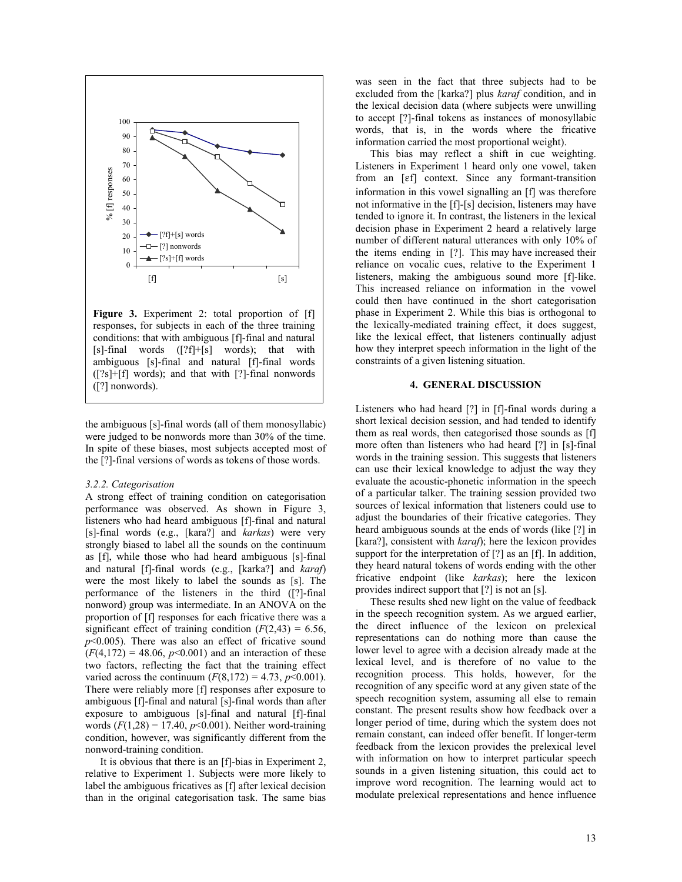100
90
80
70
60
50
40
30
20
10
0

% [f] responses

[?f]+[s] words
[?] nonwords
[?s]+[f] words

[f]
[s]

**Figure 3.** Experiment 2: total proportion of [f] responses, for subjects in each of the three training conditions: that with ambiguous [f]-final and natural [s]-final words ([?f]+[s] words); that with ambiguous [s]-final and natural [f]-final words ([?s]+[f] words); and that with [?]-final nonwords ([?] nonwords).

the ambiguous [s]-final words (all of them monosyllabic) were judged to be nonwords more than 30% of the time. In spite of these biases, most subjects accepted most of the [?]-final versions of words as tokens of those words.

### 3.2.2. Categorisation

A strong effect of training condition on categorisation performance was observed. As shown in Figure 3, listeners who had heard ambiguous [f]-final and natural [s]-final words (e.g., [kara?] and *karkas*) were very strongly biased to label all the sounds on the continuum as [f], while those who had heard ambiguous [s]-final and natural [f]-final words (e.g., [karka?] and *karaf*) were the most likely to label the sounds as [s]. The performance of the listeners in the third ([?]-final nonword) group was intermediate. In an ANOVA on the proportion of [f] responses for each fricative there was a significant effect of training condition ($F(2,43) = 6.56$, $p<0.005$). There was also an effect of fricative sound ($F(4,172) = 48.06$, $p<0.001$) and an interaction of these two factors, reflecting the fact that the training effect varied across the continuum ($F(8,172) = 4.73$, $p<0.001$). There were reliably more [f] responses after exposure to ambiguous [f]-final and natural [s]-final words than after exposure to ambiguous [s]-final and natural [f]-final words ($F(1,28) = 17.40$, $p<0.001$). Neither word-training condition, however, was significantly different from the nonword-training condition.

It is obvious that there is an [f]-bias in Experiment 2, relative to Experiment 1. Subjects were more likely to label the ambiguous fricatives as [f] after lexical decision than in the original categorisation task. The same bias was seen in the fact that three subjects had to be excluded from the [karka?] plus *karaf* condition, and in the lexical decision data (where subjects were unwilling to accept [?]-final tokens as instances of monosyllabic words, that is, in the words where the fricative information carried the most proportional weight).

This bias may reflect a shift in cue weighting. Listeners in Experiment 1 heard only one vowel, taken from an [ɛf] context. Since any formant-transition information in this vowel signalling an [f] was therefore not informative in the [f]-[s] decision, listeners may have tended to ignore it. In contrast, the listeners in the lexical decision phase in Experiment 2 heard a relatively large number of different natural utterances with only 10% of the items ending in [?]. This may have increased their reliance on vocalic cues, relative to the Experiment 1 listeners, making the ambiguous sound more [f]-like. This increased reliance on information in the vowel could then have continued in the short categorisation phase in Experiment 2. While this bias is orthogonal to the lexically-mediated training effect, it does suggest, like the lexical effect, that listeners continually adjust how they interpret speech information in the light of the constraints of a given listening situation.

## 4. GENERAL DISCUSSION

Listeners who had heard [?] in [f]-final words during a short lexical decision session, and had tended to identify them as real words, then categorised those sounds as [f] more often than listeners who had heard [?] in [s]-final words in the training session. This suggests that listeners can use their lexical knowledge to adjust the way they evaluate the acoustic-phonetic information in the speech of a particular talker. The training session provided two sources of lexical information that listeners could use to adjust the boundaries of their fricative categories. They heard ambiguous sounds at the ends of words (like [?] in [kara?], consistent with *karaf*); here the lexicon provides support for the interpretation of [?] as an [f]. In addition, they heard natural tokens of words ending with the other fricative endpoint (like *karkas*); here the lexicon provides indirect support that [?] is not an [s].

These results shed new light on the value of feedback in the speech recognition system. As we argued earlier, the direct influence of the lexicon on prelexical representations can do nothing more than cause the lower level to agree with a decision already made at the lexical level, and is therefore of no value to the recognition process. This holds, however, for the recognition of any specific word at any given state of the speech recognition system, assuming all else to remain constant. The present results show how feedback over a longer period of time, during which the system does not remain constant, can indeed offer benefit. If longer-term feedback from the lexicon provides the prelexical level with information on how to interpret particular speech sounds in a given listening situation, this could act to improve word recognition. The learning would act to modulate prelexical representations and hence influence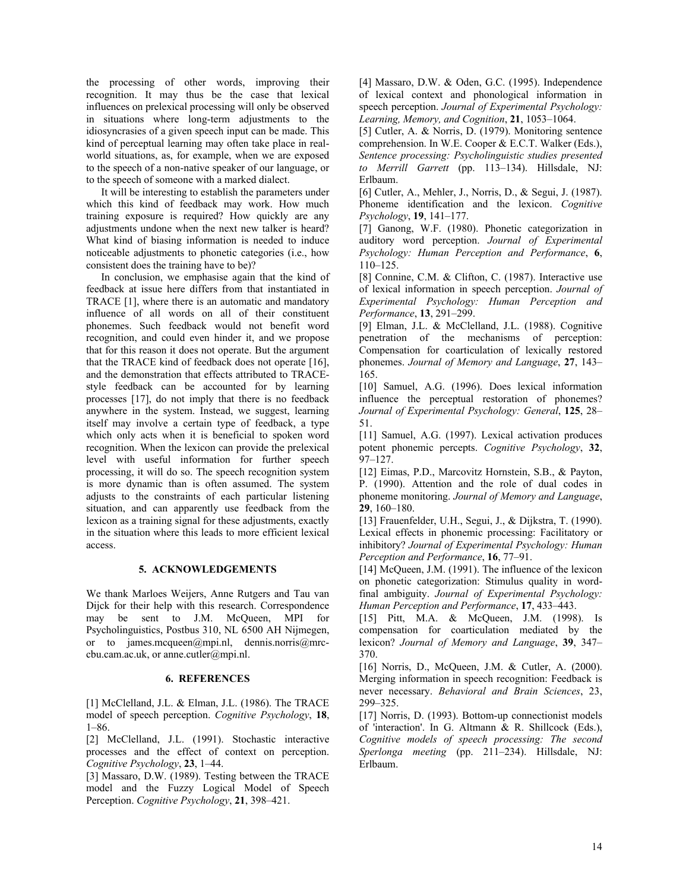the processing of other words, improving their recognition. It may thus be the case that lexical influences on prelexical processing will only be observed in situations where long-term adjustments to the idiosyncrasies of a given speech input can be made. This kind of perceptual learning may often take place in real-world situations, as, for example, when we are exposed to the speech of a non-native speaker of our language, or to the speech of someone with a marked dialect.

It will be interesting to establish the parameters under which this kind of feedback may work. How much training exposure is required? How quickly are any adjustments undone when the next new talker is heard? What kind of biasing information is needed to induce noticeable adjustments to phonetic categories (i.e., how consistent does the training have to be)?

In conclusion, we emphasise again that the kind of feedback at issue here differs from that instantiated in TRACE [1], where there is an automatic and mandatory influence of all words on all of their constituent phonemes. Such feedback would not benefit word recognition, and could even hinder it, and we propose that for this reason it does not operate. But the argument that the TRACE kind of feedback does not operate [16], and the demonstration that effects attributed to TRACE-style feedback can be accounted for by learning processes [17], do not imply that there is no feedback anywhere in the system. Instead, we suggest, learning itself may involve a certain type of feedback, a type which only acts when it is beneficial to spoken word recognition. When the lexicon can provide the prelexical level with useful information for further speech processing, it will do so. The speech recognition system is more dynamic than is often assumed. The system adjusts to the constraints of each particular listening situation, and can apparently use feedback from the lexicon as a training signal for these adjustments, exactly in the situation where this leads to more efficient lexical access.

## 5. ACKNOWLEDGEMENTS

We thank Marloes Weijers, Anne Rutgers and Tau van Dijck for their help with this research. Correspondence may be sent to J.M. McQueen, MPI for Psycholinguistics, Postbus 310, NL 6500 AH Nijmegen, or to james.mcqueen@mpi.nl, dennis.norris@mrc-cbu.cam.ac.uk, or anne.cutler@mpi.nl.

## 6. REFERENCES

[1] McClelland, J.L. & Elman, J.L. (1986). The TRACE model of speech perception. *Cognitive Psychology*, **18**, 1–86.

[2] McClelland, J.L. (1991). Stochastic interactive processes and the effect of context on perception. *Cognitive Psychology*, **23**, 1–44.

[3] Massaro, D.W. (1989). Testing between the TRACE model and the Fuzzy Logical Model of Speech Perception. *Cognitive Psychology*, **21**, 398–421.

[4] Massaro, D.W. & Oden, G.C. (1995). Independence of lexical context and phonological information in speech perception. *Journal of Experimental Psychology: Learning, Memory, and Cognition*, **21**, 1053–1064.

[5] Cutler, A. & Norris, D. (1979). Monitoring sentence comprehension. In W.E. Cooper & E.C.T. Walker (Eds.), *Sentence processing: Psycholinguistic studies presented to Merrill Garrett* (pp. 113–134). Hillsdale, NJ: Erlbaum.

[6] Cutler, A., Mehler, J., Norris, D., & Segui, J. (1987). Phoneme identification and the lexicon. *Cognitive Psychology*, **19**, 141–177.

[7] Ganong, W.F. (1980). Phonetic categorization in auditory word perception. *Journal of Experimental Psychology: Human Perception and Performance*, **6**, 110–125.

[8] Connine, C.M. & Clifton, C. (1987). Interactive use of lexical information in speech perception. *Journal of Experimental Psychology: Human Perception and Performance*, **13**, 291–299.

[9] Elman, J.L. & McClelland, J.L. (1988). Cognitive penetration of the mechanisms of perception: Compensation for coarticulation of lexically restored phonemes. *Journal of Memory and Language*, **27**, 143–165.

[10] Samuel, A.G. (1996). Does lexical information influence the perceptual restoration of phonemes? *Journal of Experimental Psychology: General*, **125**, 28–51.

[11] Samuel, A.G. (1997). Lexical activation produces potent phonemic percepts. *Cognitive Psychology*, **32**, 97–127.

[12] Eimas, P.D., Marcovitz Hornstein, S.B., & Payton, P. (1990). Attention and the role of dual codes in phoneme monitoring. *Journal of Memory and Language*, **29**, 160–180.

[13] Frauenfelder, U.H., Segui, J., & Dijkstra, T. (1990). Lexical effects in phonemic processing: Facilitatory or inhibitory? *Journal of Experimental Psychology: Human Perception and Performance*, **16**, 77–91.

[14] McQueen, J.M. (1991). The influence of the lexicon on phonetic categorization: Stimulus quality in word-final ambiguity. *Journal of Experimental Psychology: Human Perception and Performance*, **17**, 433–443.

[15] Pitt, M.A. & McQueen, J.M. (1998). Is compensation for coarticulation mediated by the lexicon? *Journal of Memory and Language*, **39**, 347–370.

[16] Norris, D., McQueen, J.M. & Cutler, A. (2000). Merging information in speech recognition: Feedback is never necessary. *Behavioral and Brain Sciences*, 23, 299–325.

[17] Norris, D. (1993). Bottom-up connectionist models of 'interaction'. In G. Altmann & R. Shillcock (Eds.), *Cognitive models of speech processing: The second Sperlonga meeting* (pp. 211–234). Hillsdale, NJ: Erlbaum.